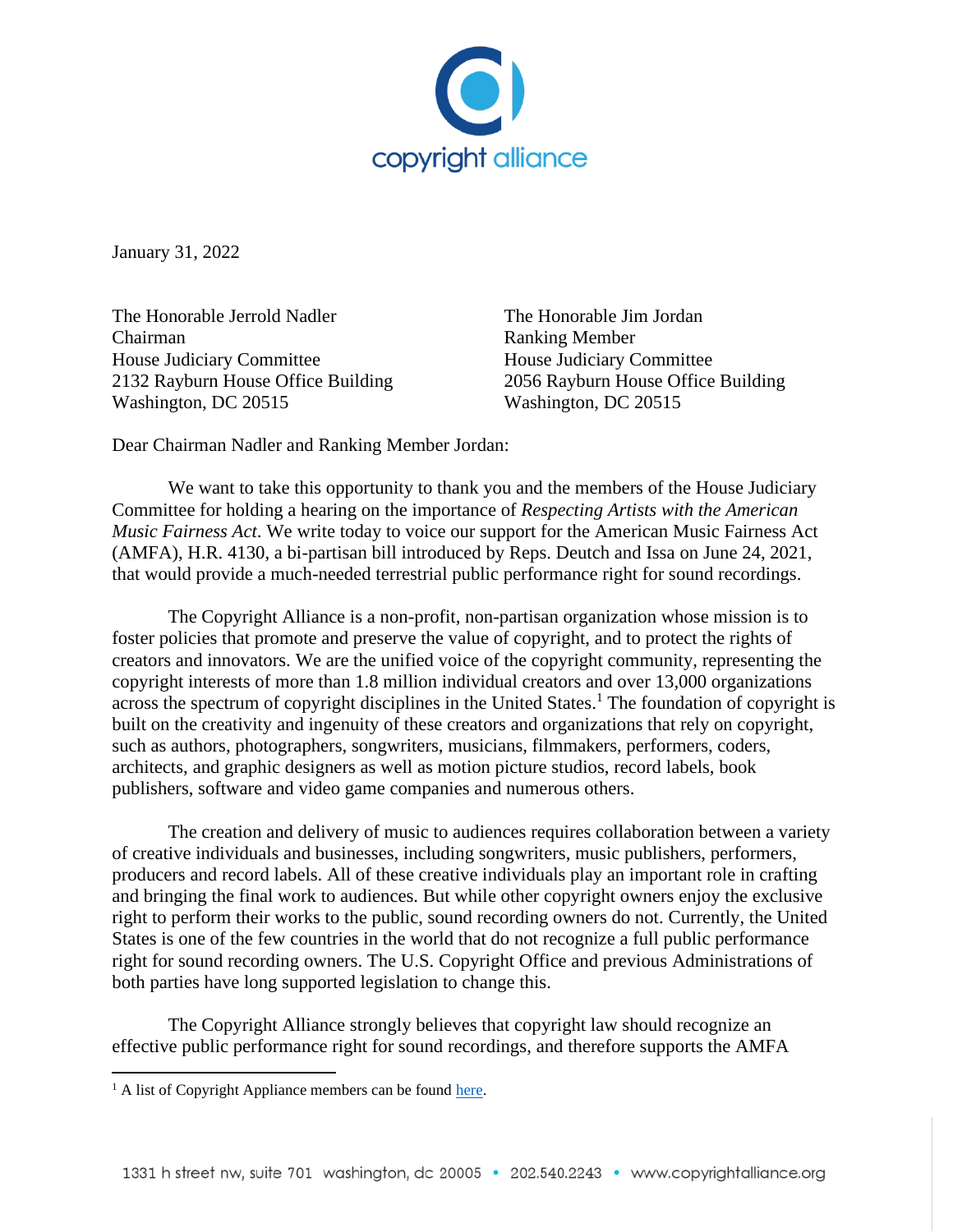January 31, 2022

The Honorable Jerrold Nadler
Chairman
House Judiciary Committee
2132 Rayburn House Office Building
Washington, DC 20515

The Honorable Jim Jordan
Ranking Member
House Judiciary Committee
2056 Rayburn House Office Building
Washington, DC 20515

Dear Chairman Nadler and Ranking Member Jordan:

We want to take this opportunity to thank you and the members of the House Judiciary Committee for holding a hearing on the importance of *Respecting Artists with the American Music Fairness Act*. We write today to voice our support for the American Music Fairness Act (AMFA), H.R. 4130, a bi-partisan bill introduced by Reps. Deutch and Issa on June 24, 2021, that would provide a much-needed terrestrial public performance right for sound recordings.

The Copyright Alliance is a non-profit, non-partisan organization whose mission is to foster policies that promote and preserve the value of copyright, and to protect the rights of creators and innovators. We are the unified voice of the copyright community, representing the copyright interests of more than 1.8 million individual creators and over 13,000 organizations across the spectrum of copyright disciplines in the United States.[1] The foundation of copyright is built on the creativity and ingenuity of these creators and organizations that rely on copyright, such as authors, photographers, songwriters, musicians, filmmakers, performers, coders, architects, and graphic designers as well as motion picture studios, record labels, book publishers, software and video game companies and numerous others.

The creation and delivery of music to audiences requires collaboration between a variety of creative individuals and businesses, including songwriters, music publishers, performers, producers and record labels. All of these creative individuals play an important role in crafting and bringing the final work to audiences. But while other copyright owners enjoy the exclusive right to perform their works to the public, sound recording owners do not. Currently, the United States is one of the few countries in the world that do not recognize a full public performance right for sound recording owners. The U.S. Copyright Office and previous Administrations of both parties have long supported legislation to change this.

The Copyright Alliance strongly believes that copyright law should recognize an effective public performance right for sound recordings, and therefore supports the AMFA

[1] A list of Copyright Appliance members can be found here.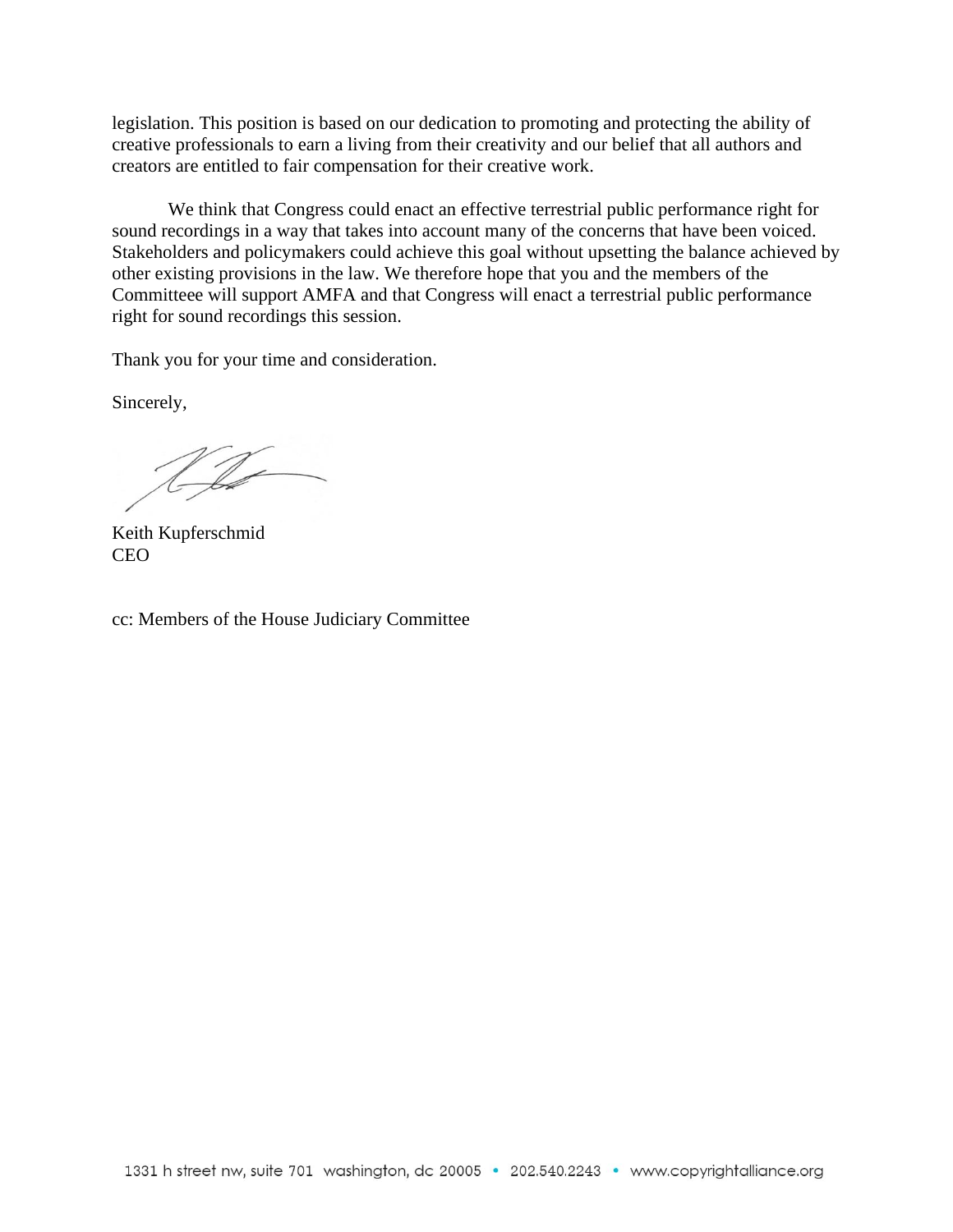legislation. This position is based on our dedication to promoting and protecting the ability of creative professionals to earn a living from their creativity and our belief that all authors and creators are entitled to fair compensation for their creative work.

We think that Congress could enact an effective terrestrial public performance right for sound recordings in a way that takes into account many of the concerns that have been voiced. Stakeholders and policymakers could achieve this goal without upsetting the balance achieved by other existing provisions in the law. We therefore hope that you and the members of the Committeee will support AMFA and that Congress will enact a terrestrial public performance right for sound recordings this session.

Thank you for your time and consideration.

Sincerely,

Keith Kupferschmid
CEO

cc: Members of the House Judiciary Committee